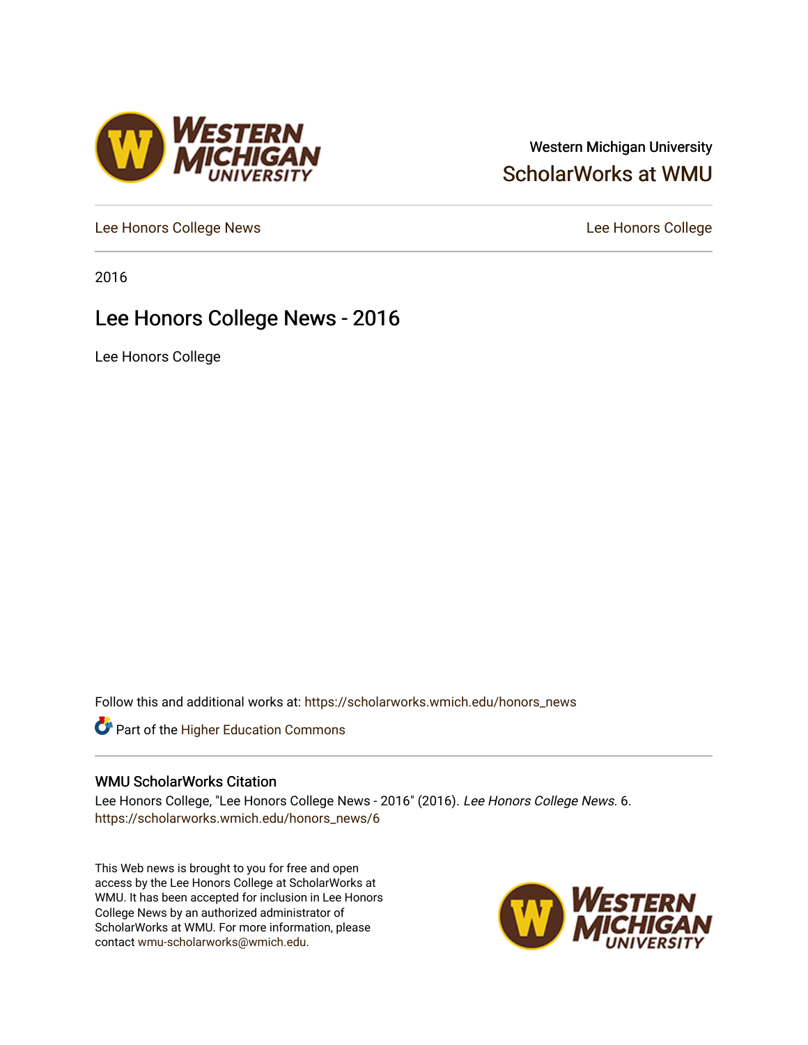Western Michigan University

ScholarWorks at WMU

Lee Honors College News

Lee Honors College

2016

# Lee Honors College News - 2016

Lee Honors College

Follow this and additional works at: https://scholarworks.wmich.edu/honors_news

Part of the Higher Education Commons

## WMU ScholarWorks Citation

Lee Honors College, "Lee Honors College News - 2016" (2016). *Lee Honors College News*. 6.
https://scholarworks.wmich.edu/honors_news/6

This Web news is brought to you for free and open access by the Lee Honors College at ScholarWorks at WMU. It has been accepted for inclusion in Lee Honors College News by an authorized administrator of ScholarWorks at WMU. For more information, please contact wmu-scholarworks@wmich.edu.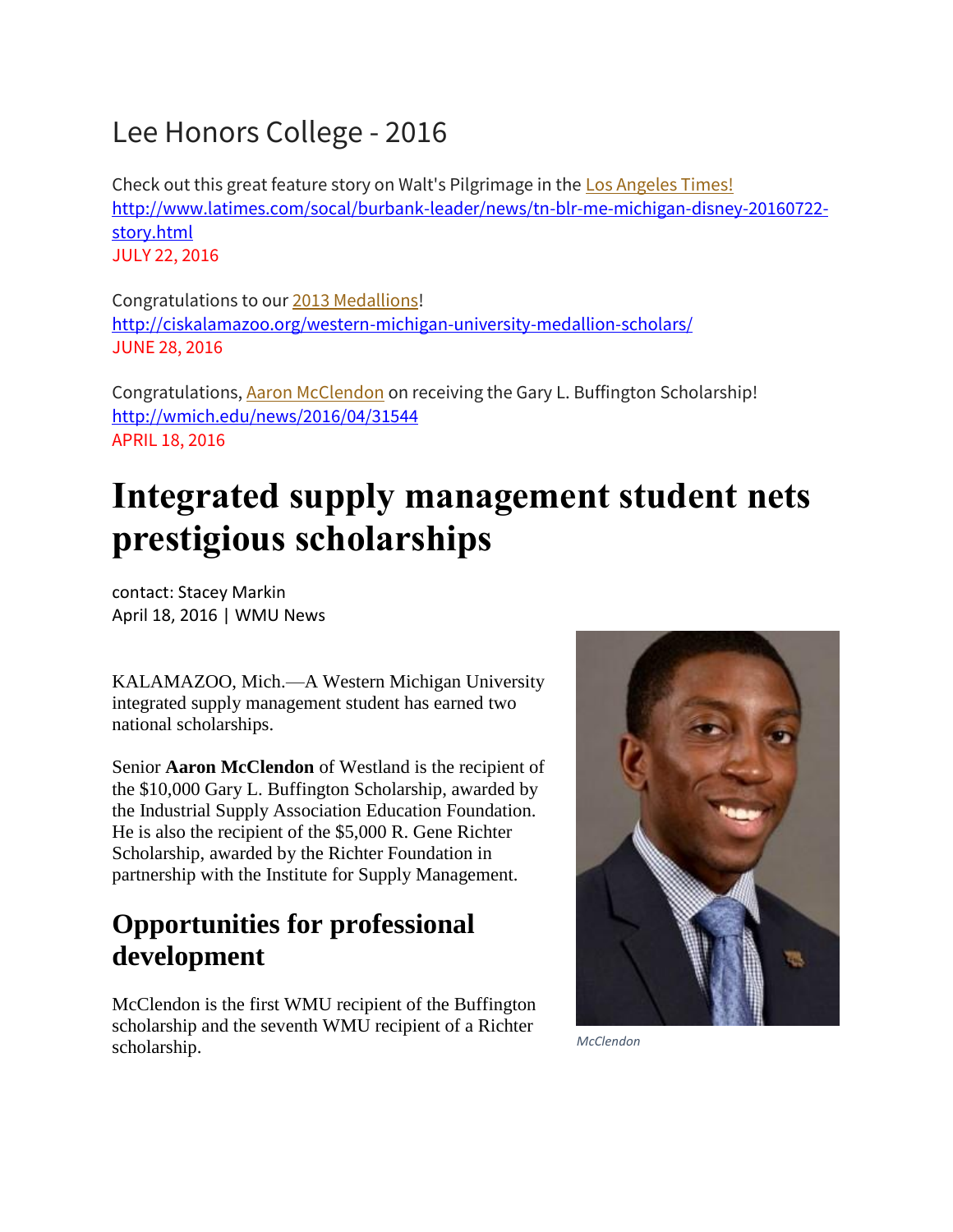# Lee Honors College - 2016

Check out this great feature story on Walt's Pilgrimage in the Los Angeles Times!
http://www.latimes.com/socal/burbank-leader/news/tn-blr-me-michigan-disney-20160722-story.html
JULY 22, 2016

Congratulations to our 2013 Medallions!
http://ciskalamazoo.org/western-michigan-university-medallion-scholars/
JUNE 28, 2016

Congratulations, Aaron McClendon on receiving the Gary L. Buffington Scholarship!
http://wmich.edu/news/2016/04/31544
APRIL 18, 2016

# Integrated supply management student nets prestigious scholarships

contact: Stacey Markin
April 18, 2016 | WMU News

KALAMAZOO, Mich.—A Western Michigan University integrated supply management student has earned two national scholarships.

Senior **Aaron McClendon** of Westland is the recipient of the $10,000 Gary L. Buffington Scholarship, awarded by the Industrial Supply Association Education Foundation. He is also the recipient of the $5,000 R. Gene Richter Scholarship, awarded by the Richter Foundation in partnership with the Institute for Supply Management.

*McClendon*

## Opportunities for professional development

McClendon is the first WMU recipient of the Buffington scholarship and the seventh WMU recipient of a Richter scholarship.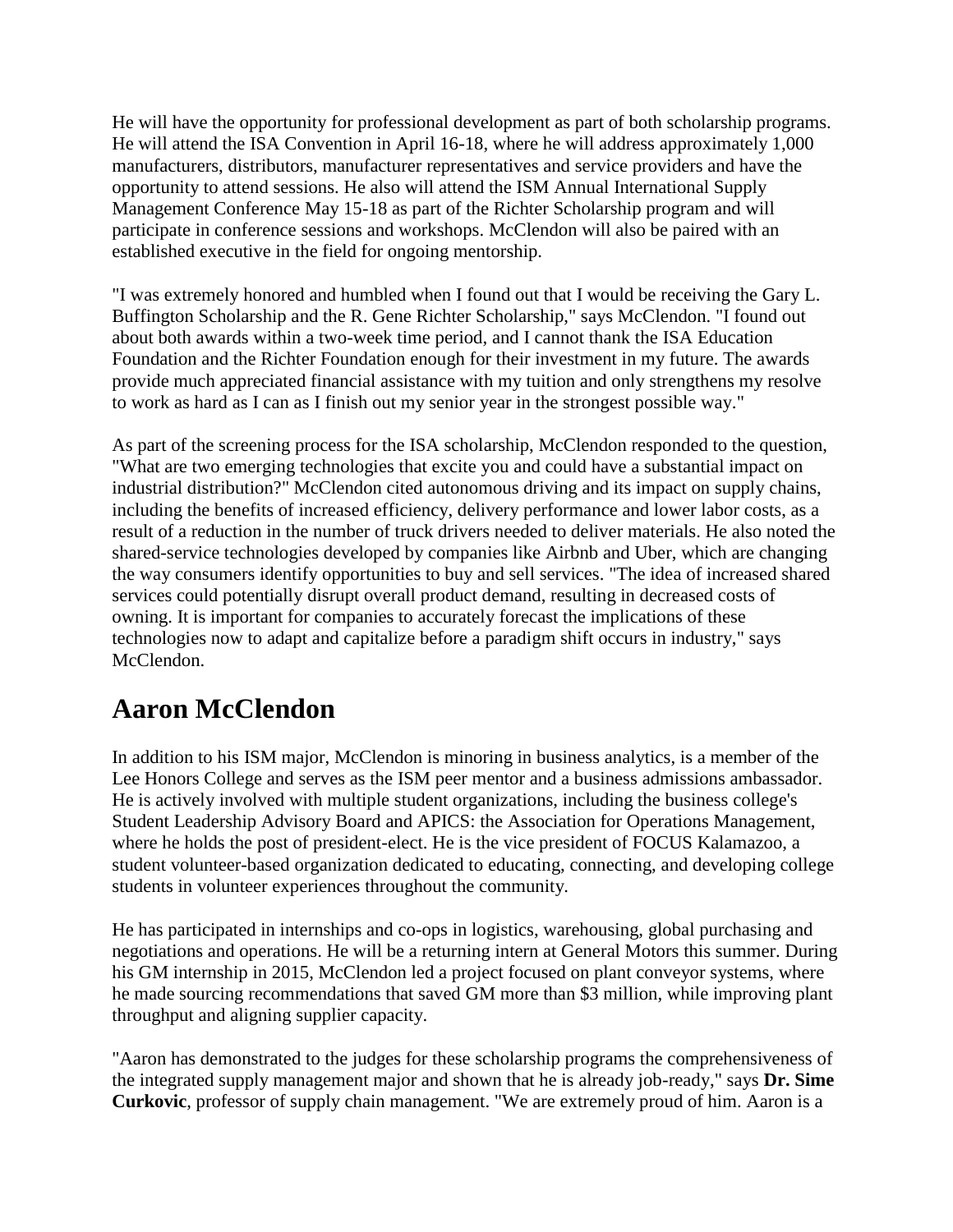He will have the opportunity for professional development as part of both scholarship programs. He will attend the ISA Convention in April 16-18, where he will address approximately 1,000 manufacturers, distributors, manufacturer representatives and service providers and have the opportunity to attend sessions. He also will attend the ISM Annual International Supply Management Conference May 15-18 as part of the Richter Scholarship program and will participate in conference sessions and workshops. McClendon will also be paired with an established executive in the field for ongoing mentorship.

"I was extremely honored and humbled when I found out that I would be receiving the Gary L. Buffington Scholarship and the R. Gene Richter Scholarship," says McClendon. "I found out about both awards within a two-week time period, and I cannot thank the ISA Education Foundation and the Richter Foundation enough for their investment in my future. The awards provide much appreciated financial assistance with my tuition and only strengthens my resolve to work as hard as I can as I finish out my senior year in the strongest possible way."

As part of the screening process for the ISA scholarship, McClendon responded to the question, "What are two emerging technologies that excite you and could have a substantial impact on industrial distribution?" McClendon cited autonomous driving and its impact on supply chains, including the benefits of increased efficiency, delivery performance and lower labor costs, as a result of a reduction in the number of truck drivers needed to deliver materials. He also noted the shared-service technologies developed by companies like Airbnb and Uber, which are changing the way consumers identify opportunities to buy and sell services. "The idea of increased shared services could potentially disrupt overall product demand, resulting in decreased costs of owning. It is important for companies to accurately forecast the implications of these technologies now to adapt and capitalize before a paradigm shift occurs in industry," says McClendon.

## Aaron McClendon

In addition to his ISM major, McClendon is minoring in business analytics, is a member of the Lee Honors College and serves as the ISM peer mentor and a business admissions ambassador. He is actively involved with multiple student organizations, including the business college's Student Leadership Advisory Board and APICS: the Association for Operations Management, where he holds the post of president-elect. He is the vice president of FOCUS Kalamazoo, a student volunteer-based organization dedicated to educating, connecting, and developing college students in volunteer experiences throughout the community.

He has participated in internships and co-ops in logistics, warehousing, global purchasing and negotiations and operations. He will be a returning intern at General Motors this summer. During his GM internship in 2015, McClendon led a project focused on plant conveyor systems, where he made sourcing recommendations that saved GM more than $3 million, while improving plant throughput and aligning supplier capacity.

"Aaron has demonstrated to the judges for these scholarship programs the comprehensiveness of the integrated supply management major and shown that he is already job-ready," says **Dr. Sime Curkovic**, professor of supply chain management. "We are extremely proud of him. Aaron is a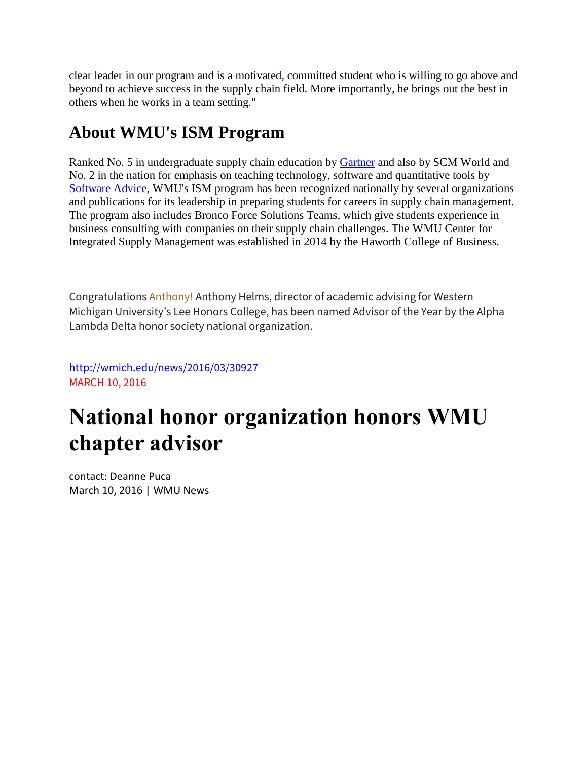clear leader in our program and is a motivated, committed student who is willing to go above and beyond to achieve success in the supply chain field. More importantly, he brings out the best in others when he works in a team setting."

## About WMU's ISM Program

Ranked No. 5 in undergraduate supply chain education by [Gartner](#) and also by SCM World and No. 2 in the nation for emphasis on teaching technology, software and quantitative tools by [Software Advice](#), WMU's ISM program has been recognized nationally by several organizations and publications for its leadership in preparing students for careers in supply chain management. The program also includes Bronco Force Solutions Teams, which give students experience in business consulting with companies on their supply chain challenges. The WMU Center for Integrated Supply Management was established in 2014 by the Haworth College of Business.

Congratulations [Anthony!](#) Anthony Helms, director of academic advising for Western Michigan University's Lee Honors College, has been named Advisor of the Year by the Alpha Lambda Delta honor society national organization.

http://wmich.edu/news/2016/03/30927
MARCH 10, 2016

# National honor organization honors WMU chapter advisor

contact: Deanne Puca
March 10, 2016 | WMU News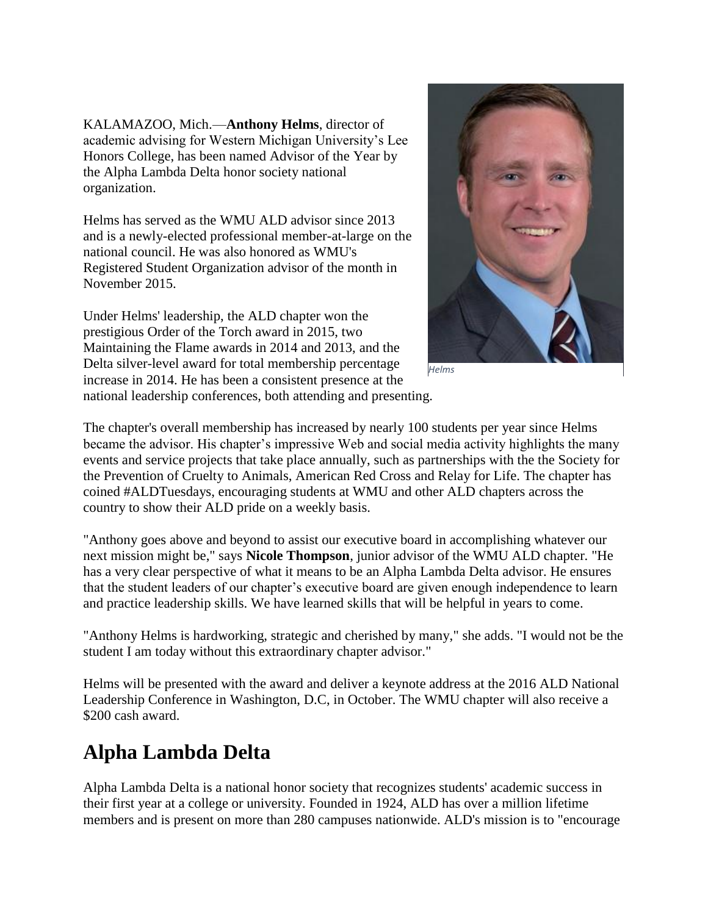KALAMAZOO, Mich.—**Anthony Helms**, director of academic advising for Western Michigan University's Lee Honors College, has been named Advisor of the Year by the Alpha Lambda Delta honor society national organization.

Helms

Helms has served as the WMU ALD advisor since 2013 and is a newly-elected professional member-at-large on the national council. He was also honored as WMU's Registered Student Organization advisor of the month in November 2015.

Under Helms' leadership, the ALD chapter won the prestigious Order of the Torch award in 2015, two Maintaining the Flame awards in 2014 and 2013, and the Delta silver-level award for total membership percentage increase in 2014. He has been a consistent presence at the national leadership conferences, both attending and presenting.

The chapter's overall membership has increased by nearly 100 students per year since Helms became the advisor. His chapter's impressive Web and social media activity highlights the many events and service projects that take place annually, such as partnerships with the the Society for the Prevention of Cruelty to Animals, American Red Cross and Relay for Life. The chapter has coined #ALDTuesdays, encouraging students at WMU and other ALD chapters across the country to show their ALD pride on a weekly basis.

"Anthony goes above and beyond to assist our executive board in accomplishing whatever our next mission might be," says **Nicole Thompson**, junior advisor of the WMU ALD chapter. "He has a very clear perspective of what it means to be an Alpha Lambda Delta advisor. He ensures that the student leaders of our chapter's executive board are given enough independence to learn and practice leadership skills. We have learned skills that will be helpful in years to come.

"Anthony Helms is hardworking, strategic and cherished by many," she adds. "I would not be the student I am today without this extraordinary chapter advisor."

Helms will be presented with the award and deliver a keynote address at the 2016 ALD National Leadership Conference in Washington, D.C, in October. The WMU chapter will also receive a $200 cash award.

# Alpha Lambda Delta

Alpha Lambda Delta is a national honor society that recognizes students' academic success in their first year at a college or university. Founded in 1924, ALD has over a million lifetime members and is present on more than 280 campuses nationwide. ALD's mission is to "encourage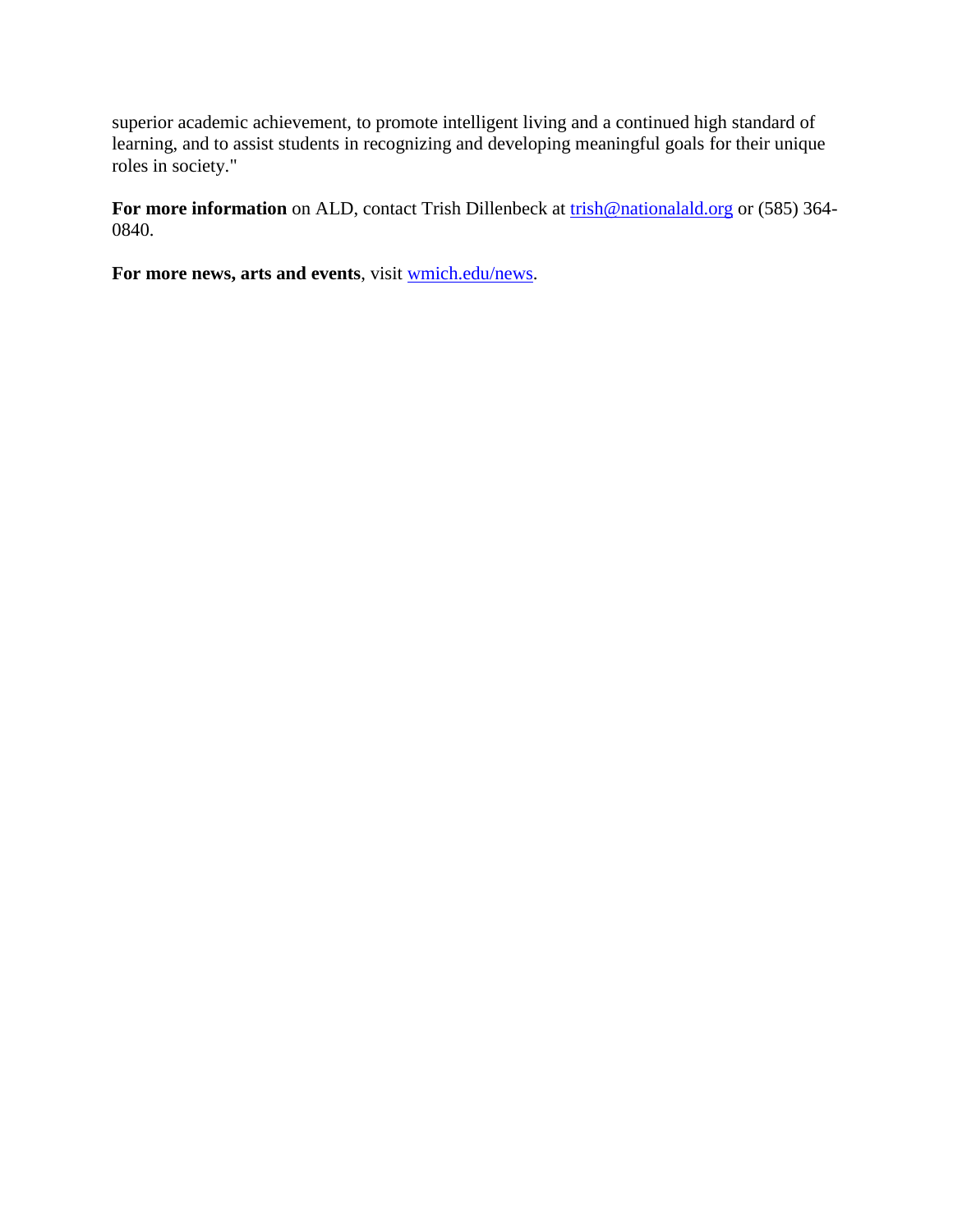superior academic achievement, to promote intelligent living and a continued high standard of learning, and to assist students in recognizing and developing meaningful goals for their unique roles in society."

**For more information** on ALD, contact Trish Dillenbeck at trish@nationalald.org or (585) 364-0840.

**For more news, arts and events**, visit wmich.edu/news.